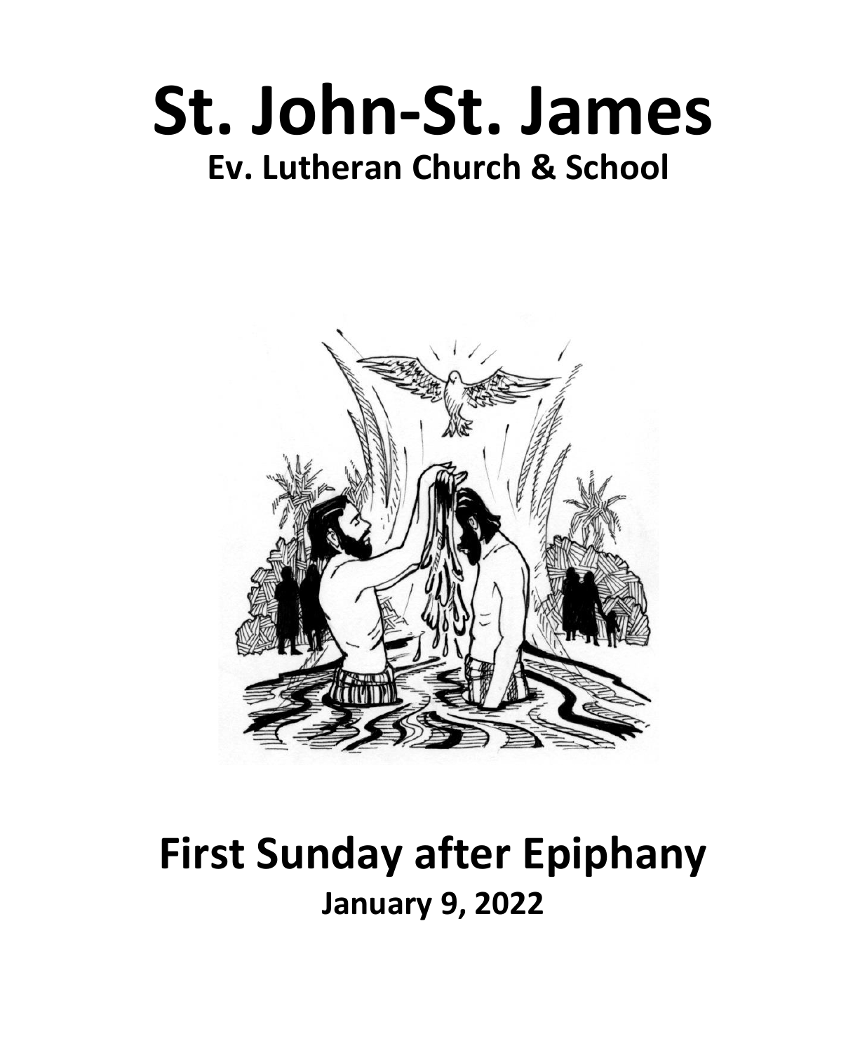# St. John-St. James

## Ev. Lutheran Church & School

# First Sunday after Epiphany

## January 9, 2022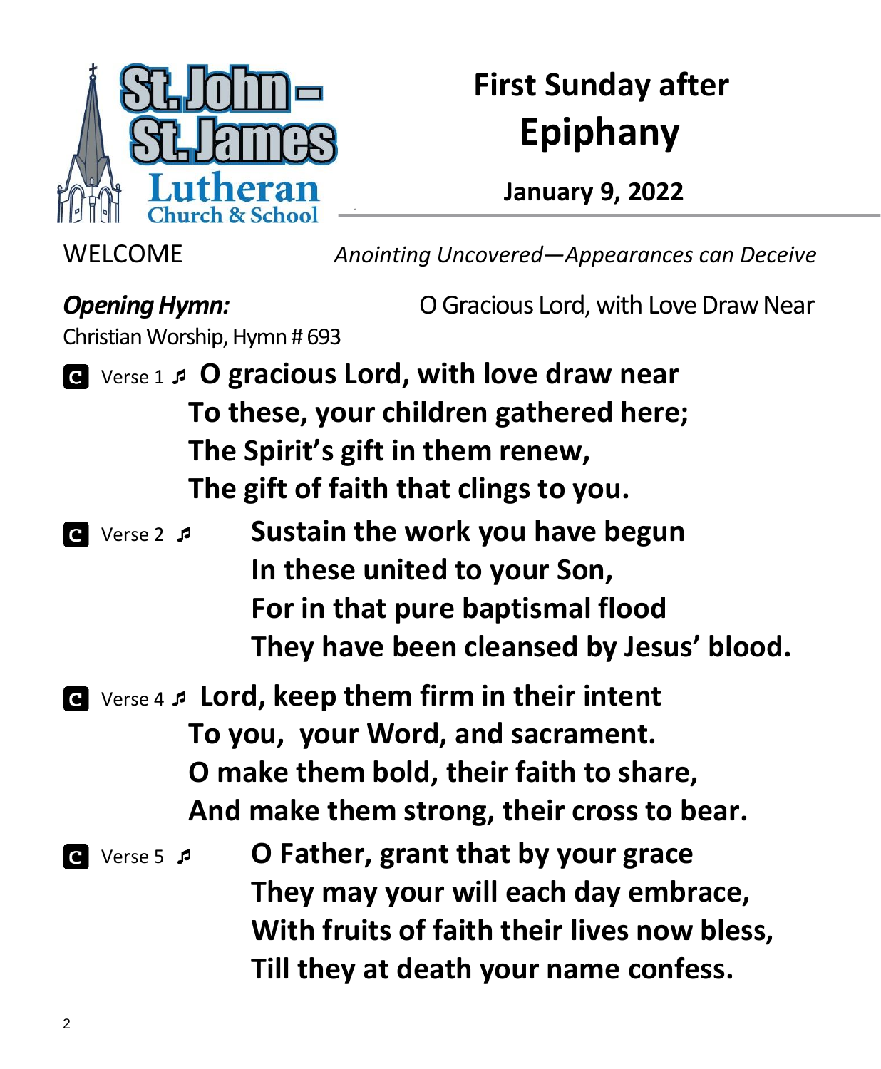St. John – St. James Lutheran Church & School

# First Sunday after Epiphany

**January 9, 2022**

WELCOME *Anointing Uncovered—Appearances can Deceive*

***Opening Hymn:*** O Gracious Lord, with Love Draw Near
Christian Worship, Hymn # 693

C Verse 1 ♫ **O gracious Lord, with love draw near**
**To these, your children gathered here;**
**The Spirit's gift in them renew,**
**The gift of faith that clings to you.**

C Verse 2 ♫ **Sustain the work you have begun**
**In these united to your Son,**
**For in that pure baptismal flood**
**They have been cleansed by Jesus' blood.**

C Verse 4 ♫ **Lord, keep them firm in their intent**
**To you, your Word, and sacrament.**
**O make them bold, their faith to share,**
**And make them strong, their cross to bear.**

C Verse 5 ♫ **O Father, grant that by your grace**
**They may your will each day embrace,**
**With fruits of faith their lives now bless,**
**Till they at death your name confess.**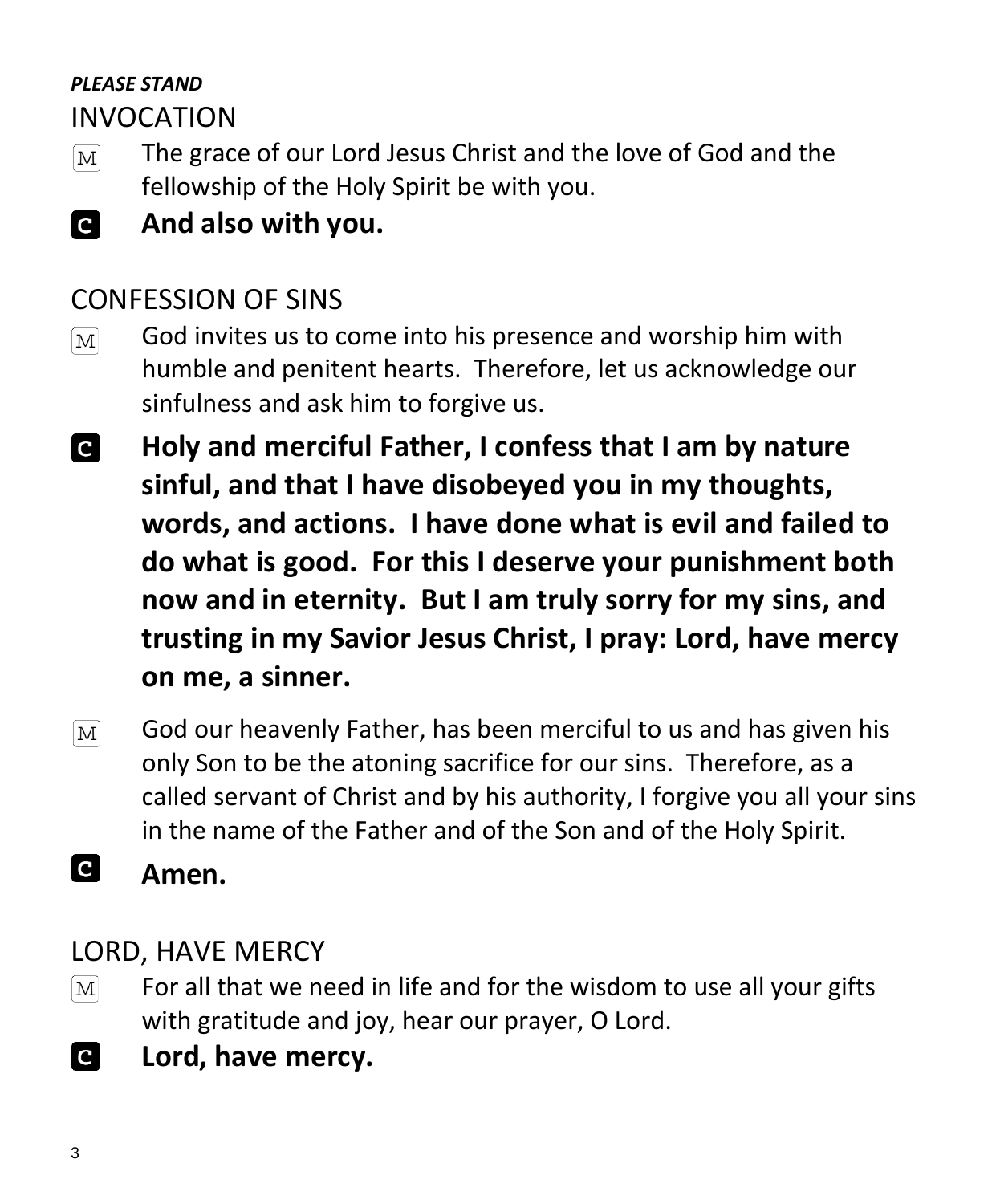*PLEASE STAND*

## INVOCATION

M The grace of our Lord Jesus Christ and the love of God and the fellowship of the Holy Spirit be with you.

C **And also with you.**

## CONFESSION OF SINS

M God invites us to come into his presence and worship him with humble and penitent hearts. Therefore, let us acknowledge our sinfulness and ask him to forgive us.

C **Holy and merciful Father, I confess that I am by nature sinful, and that I have disobeyed you in my thoughts, words, and actions. I have done what is evil and failed to do what is good. For this I deserve your punishment both now and in eternity. But I am truly sorry for my sins, and trusting in my Savior Jesus Christ, I pray: Lord, have mercy on me, a sinner.**

M God our heavenly Father, has been merciful to us and has given his only Son to be the atoning sacrifice for our sins. Therefore, as a called servant of Christ and by his authority, I forgive you all your sins in the name of the Father and of the Son and of the Holy Spirit.

C **Amen.**

## LORD, HAVE MERCY

M For all that we need in life and for the wisdom to use all your gifts with gratitude and joy, hear our prayer, O Lord.

C **Lord, have mercy.**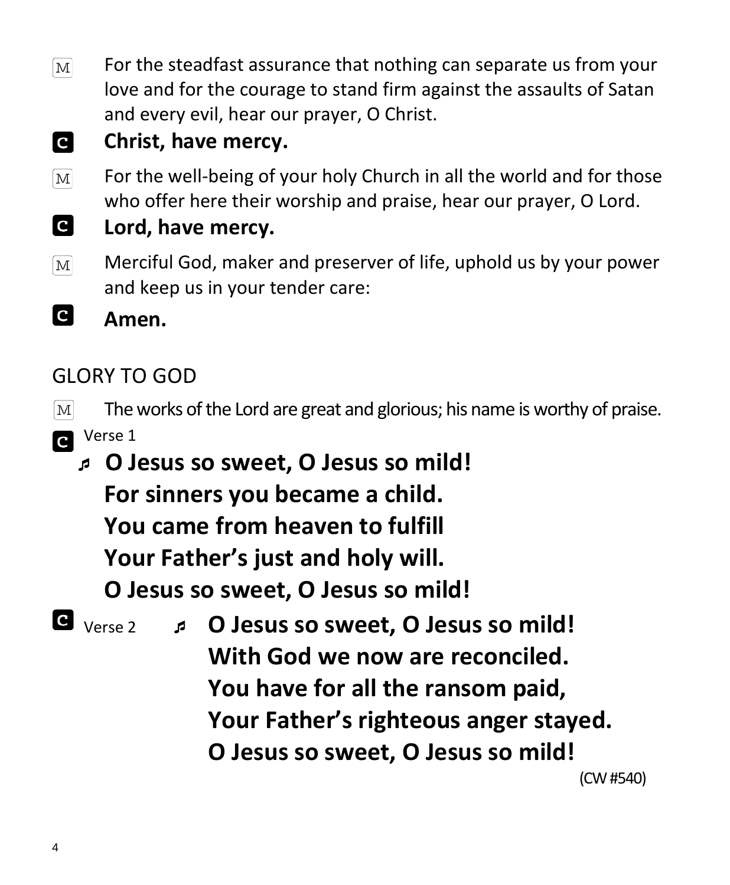M For the steadfast assurance that nothing can separate us from your love and for the courage to stand firm against the assaults of Satan and every evil, hear our prayer, O Christ.

C **Christ, have mercy.**

M For the well-being of your holy Church in all the world and for those who offer here their worship and praise, hear our prayer, O Lord.

C **Lord, have mercy.**

M Merciful God, maker and preserver of life, uphold us by your power and keep us in your tender care:

C **Amen.**

## GLORY TO GOD

M The works of the Lord are great and glorious; his name is worthy of praise.

C Verse 1

♬ **O Jesus so sweet, O Jesus so mild!**
**For sinners you became a child.**
**You came from heaven to fulfill**
**Your Father's just and holy will.**
**O Jesus so sweet, O Jesus so mild!**

C Verse 2

♬ **O Jesus so sweet, O Jesus so mild!**
**With God we now are reconciled.**
**You have for all the ransom paid,**
**Your Father's righteous anger stayed.**
**O Jesus so sweet, O Jesus so mild!**

(CW #540)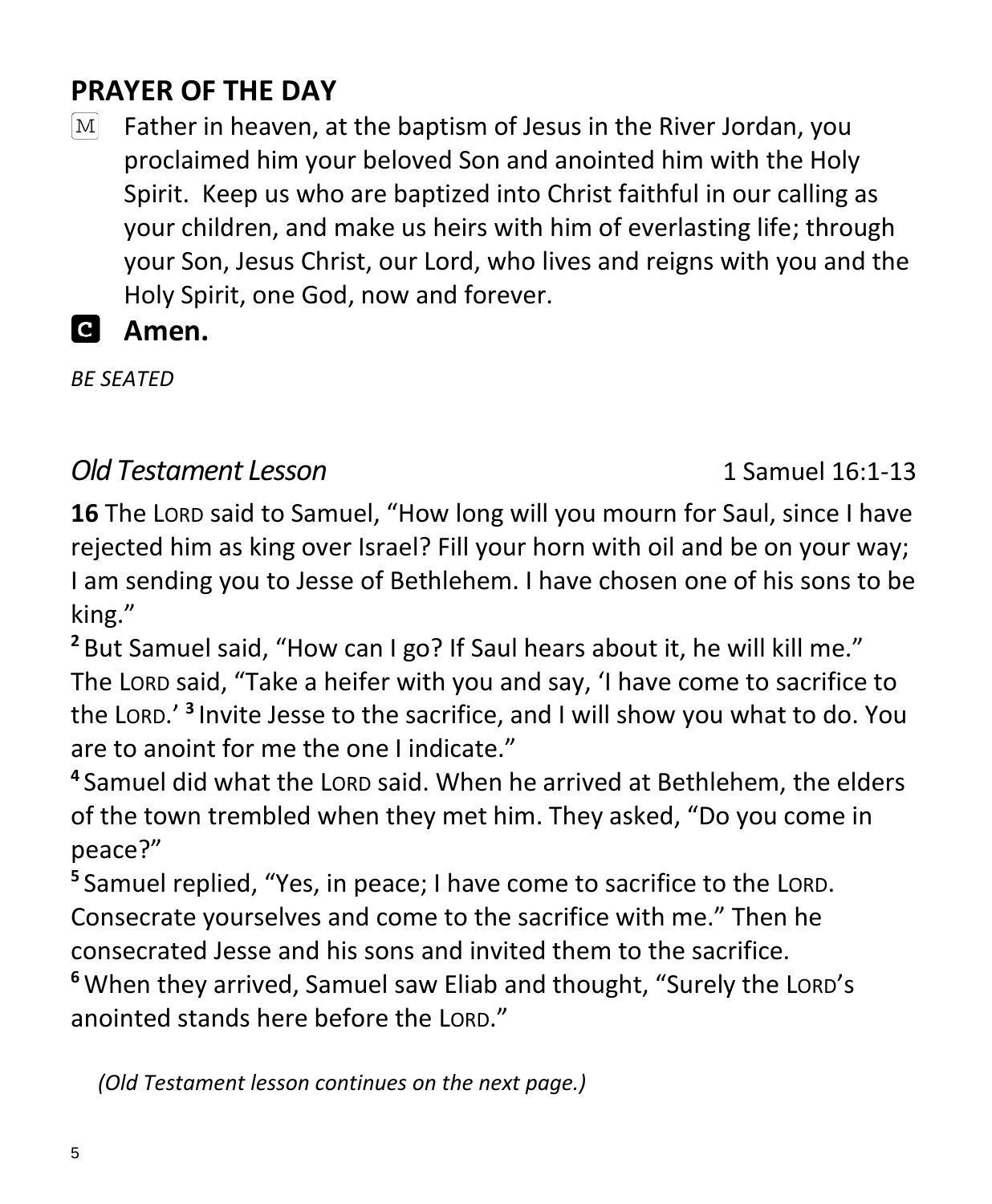## PRAYER OF THE DAY

M Father in heaven, at the baptism of Jesus in the River Jordan, you proclaimed him your beloved Son and anointed him with the Holy Spirit. Keep us who are baptized into Christ faithful in our calling as your children, and make us heirs with him of everlasting life; through your Son, Jesus Christ, our Lord, who lives and reigns with you and the Holy Spirit, one God, now and forever.

**C Amen.**

*BE SEATED*

### *Old Testament Lesson* 1 Samuel 16:1-13

**16** The LORD said to Samuel, "How long will you mourn for Saul, since I have rejected him as king over Israel? Fill your horn with oil and be on your way; I am sending you to Jesse of Bethlehem. I have chosen one of his sons to be king."

**2** But Samuel said, "How can I go? If Saul hears about it, he will kill me." The LORD said, "Take a heifer with you and say, 'I have come to sacrifice to the LORD.' **3** Invite Jesse to the sacrifice, and I will show you what to do. You are to anoint for me the one I indicate."

**4** Samuel did what the LORD said. When he arrived at Bethlehem, the elders of the town trembled when they met him. They asked, "Do you come in peace?"

**5** Samuel replied, "Yes, in peace; I have come to sacrifice to the LORD. Consecrate yourselves and come to the sacrifice with me." Then he consecrated Jesse and his sons and invited them to the sacrifice.

**6** When they arrived, Samuel saw Eliab and thought, "Surely the LORD's anointed stands here before the LORD."

*(Old Testament lesson continues on the next page.)*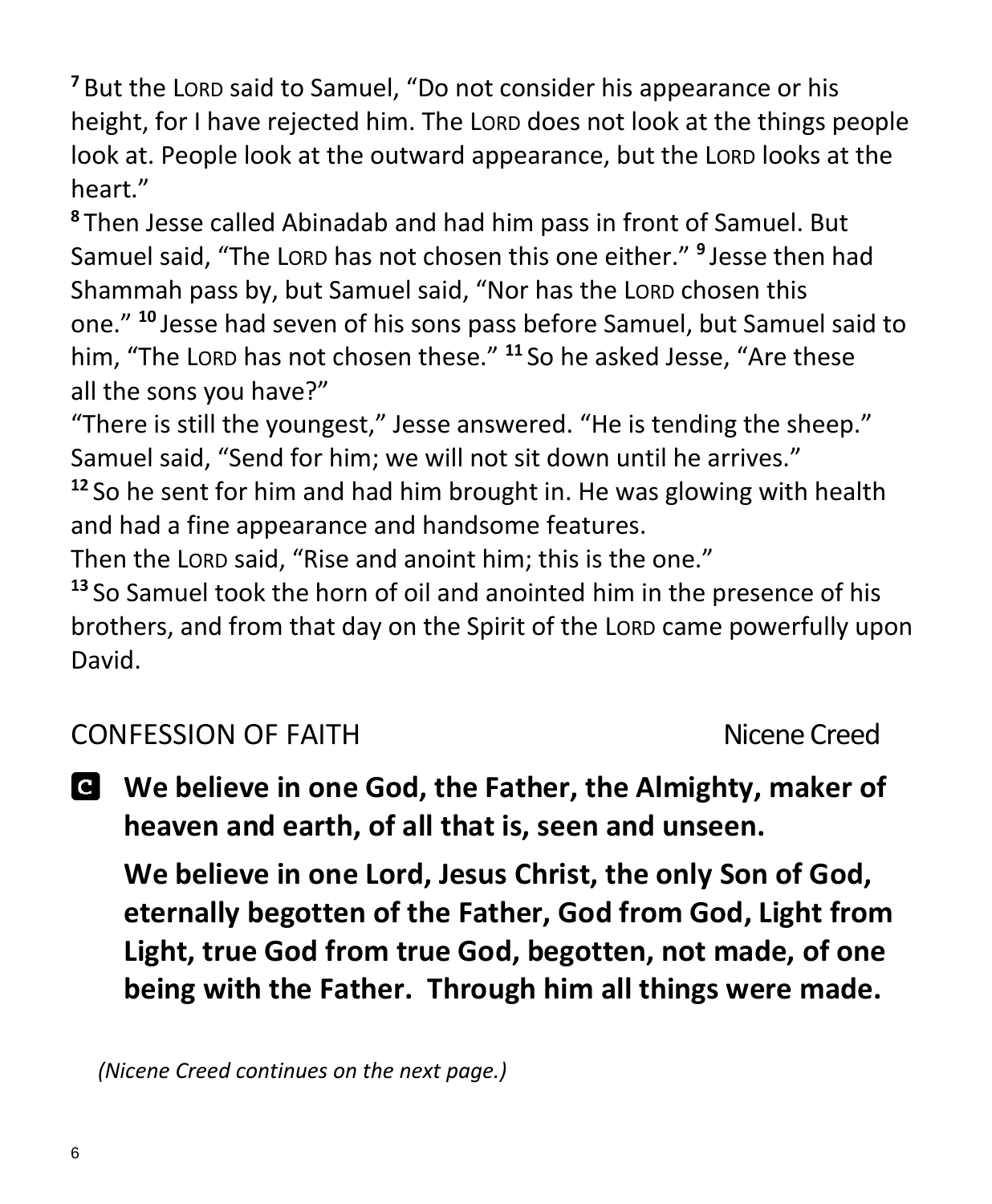[7] But the LORD said to Samuel, "Do not consider his appearance or his height, for I have rejected him. The LORD does not look at the things people look at. People look at the outward appearance, but the LORD looks at the heart."

[8] Then Jesse called Abinadab and had him pass in front of Samuel. But Samuel said, "The LORD has not chosen this one either." [9] Jesse then had Shammah pass by, but Samuel said, "Nor has the LORD chosen this one." [10] Jesse had seven of his sons pass before Samuel, but Samuel said to him, "The LORD has not chosen these." [11] So he asked Jesse, "Are these all the sons you have?"

"There is still the youngest," Jesse answered. "He is tending the sheep."

Samuel said, "Send for him; we will not sit down until he arrives."

[12] So he sent for him and had him brought in. He was glowing with health and had a fine appearance and handsome features.

Then the LORD said, "Rise and anoint him; this is the one."

[13] So Samuel took the horn of oil and anointed him in the presence of his brothers, and from that day on the Spirit of the LORD came powerfully upon David.

## CONFESSION OF FAITH — Nicene Creed

**C** **We believe in one God, the Father, the Almighty, maker of heaven and earth, of all that is, seen and unseen.**

**We believe in one Lord, Jesus Christ, the only Son of God, eternally begotten of the Father, God from God, Light from Light, true God from true God, begotten, not made, of one being with the Father. Through him all things were made.**

*(Nicene Creed continues on the next page.)*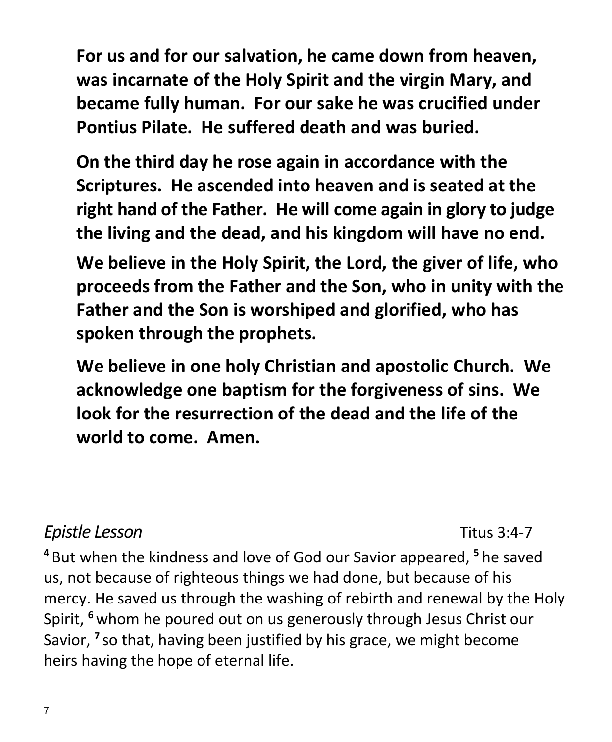**For us and for our salvation, he came down from heaven, was incarnate of the Holy Spirit and the virgin Mary, and became fully human. For our sake he was crucified under Pontius Pilate. He suffered death and was buried.**

**On the third day he rose again in accordance with the Scriptures. He ascended into heaven and is seated at the right hand of the Father. He will come again in glory to judge the living and the dead, and his kingdom will have no end.**

**We believe in the Holy Spirit, the Lord, the giver of life, who proceeds from the Father and the Son, who in unity with the Father and the Son is worshiped and glorified, who has spoken through the prophets.**

**We believe in one holy Christian and apostolic Church. We acknowledge one baptism for the forgiveness of sins. We look for the resurrection of the dead and the life of the world to come. Amen.**

*Epistle Lesson* Titus 3:4-7

**4** But when the kindness and love of God our Savior appeared, **5** he saved us, not because of righteous things we had done, but because of his mercy. He saved us through the washing of rebirth and renewal by the Holy Spirit, **6** whom he poured out on us generously through Jesus Christ our Savior, **7** so that, having been justified by his grace, we might become heirs having the hope of eternal life.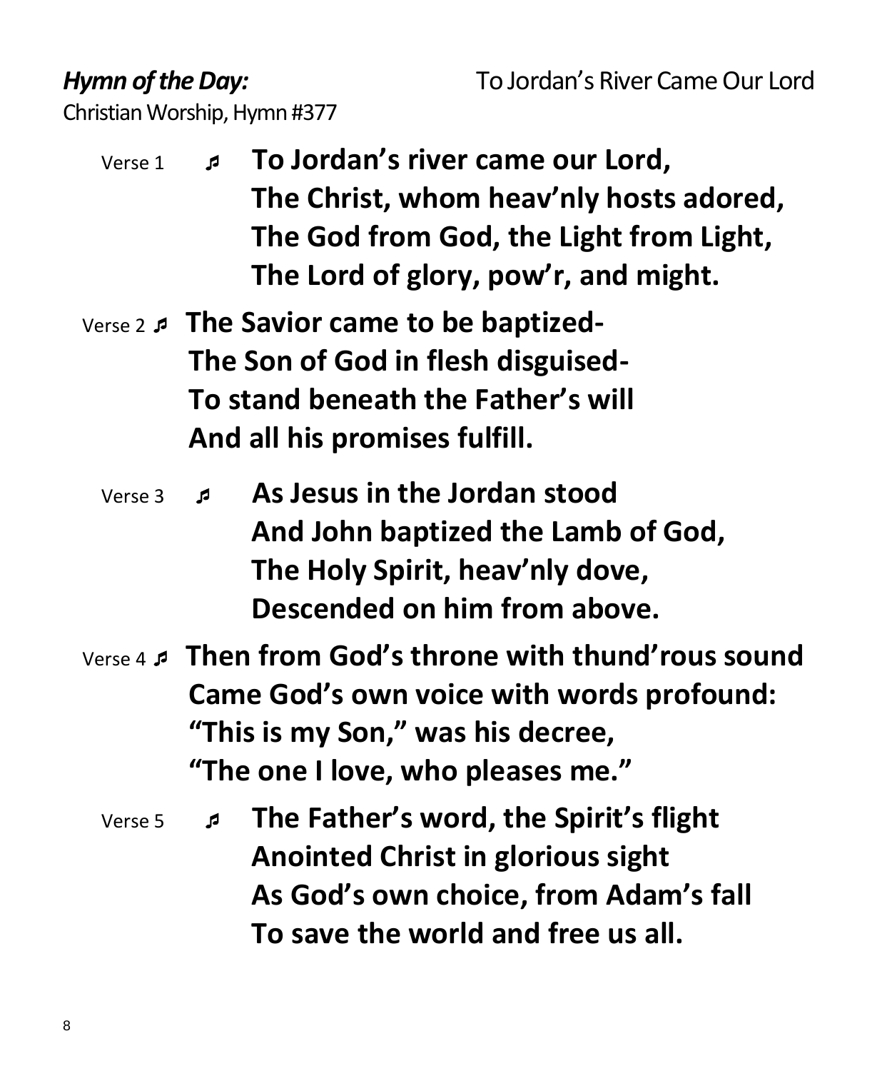***Hymn of the Day:*** To Jordan's River Came Our Lord

Christian Worship, Hymn #377

Verse 1 ♬ **To Jordan's river came our Lord,**
**The Christ, whom heav'nly hosts adored,**
**The God from God, the Light from Light,**
**The Lord of glory, pow'r, and might.**

Verse 2 ♬ **The Savior came to be baptized-**
**The Son of God in flesh disguised-**
**To stand beneath the Father's will**
**And all his promises fulfill.**

Verse 3 ♬ **As Jesus in the Jordan stood**
**And John baptized the Lamb of God,**
**The Holy Spirit, heav'nly dove,**
**Descended on him from above.**

Verse 4 ♬ **Then from God's throne with thund'rous sound**
**Came God's own voice with words profound:**
**"This is my Son," was his decree,**
**"The one I love, who pleases me."**

Verse 5 ♬ **The Father's word, the Spirit's flight**
**Anointed Christ in glorious sight**
**As God's own choice, from Adam's fall**
**To save the world and free us all.**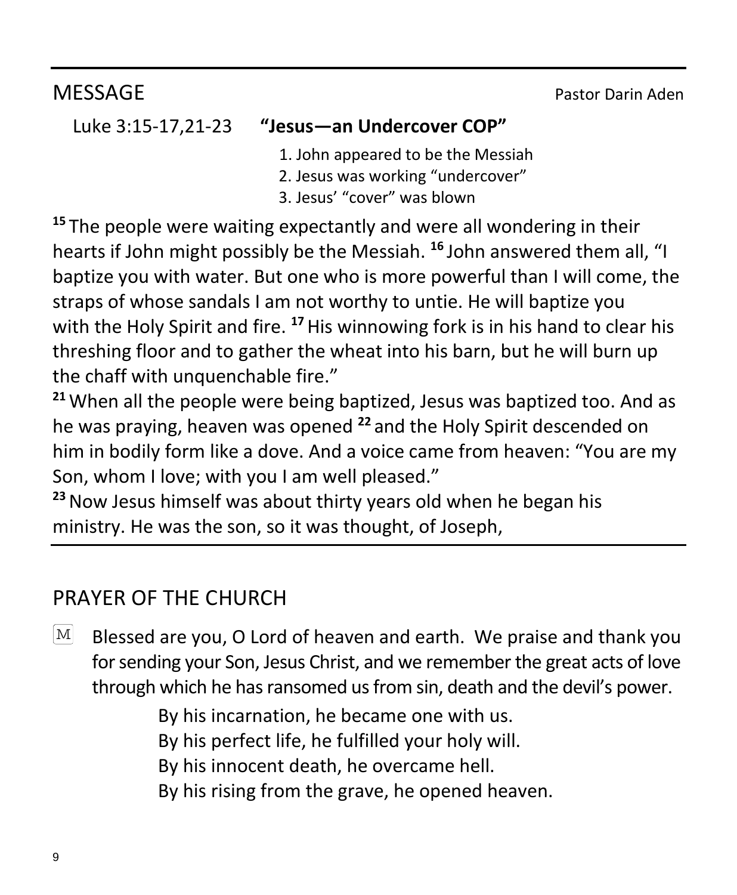## MESSAGE

Pastor Darin Aden

Luke 3:15-17,21-23 **"Jesus—an Undercover COP"**

1. John appeared to be the Messiah
2. Jesus was working "undercover"
3. Jesus' "cover" was blown

[15] The people were waiting expectantly and were all wondering in their hearts if John might possibly be the Messiah. [16] John answered them all, "I baptize you with water. But one who is more powerful than I will come, the straps of whose sandals I am not worthy to untie. He will baptize you with the Holy Spirit and fire. [17] His winnowing fork is in his hand to clear his threshing floor and to gather the wheat into his barn, but he will burn up the chaff with unquenchable fire."
[21] When all the people were being baptized, Jesus was baptized too. And as he was praying, heaven was opened [22] and the Holy Spirit descended on him in bodily form like a dove. And a voice came from heaven: "You are my Son, whom I love; with you I am well pleased."
[23] Now Jesus himself was about thirty years old when he began his ministry. He was the son, so it was thought, of Joseph,

## PRAYER OF THE CHURCH

M Blessed are you, O Lord of heaven and earth. We praise and thank you for sending your Son, Jesus Christ, and we remember the great acts of love through which he has ransomed us from sin, death and the devil's power.

By his incarnation, he became one with us.
By his perfect life, he fulfilled your holy will.
By his innocent death, he overcame hell.
By his rising from the grave, he opened heaven.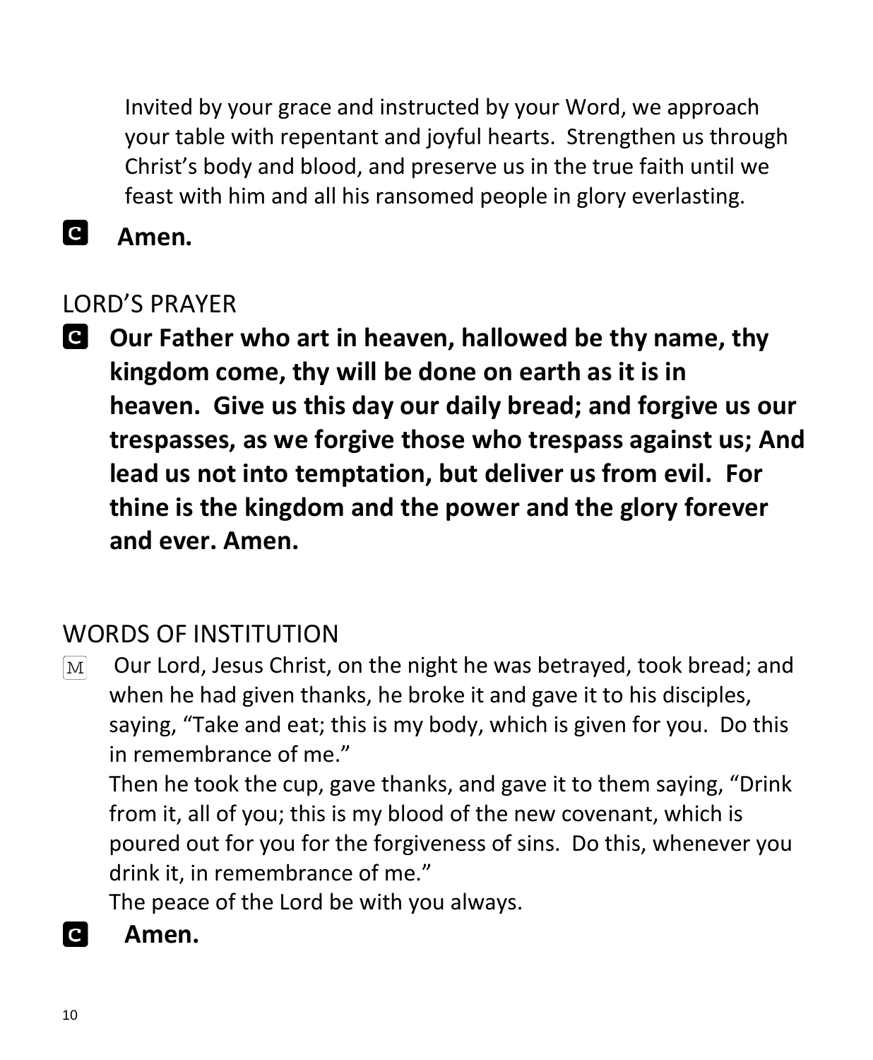Invited by your grace and instructed by your Word, we approach your table with repentant and joyful hearts. Strengthen us through Christ's body and blood, and preserve us in the true faith until we feast with him and all his ransomed people in glory everlasting.

C **Amen.**

## LORD'S PRAYER

C **Our Father who art in heaven, hallowed be thy name, thy kingdom come, thy will be done on earth as it is in heaven. Give us this day our daily bread; and forgive us our trespasses, as we forgive those who trespass against us; And lead us not into temptation, but deliver us from evil. For thine is the kingdom and the power and the glory forever and ever. Amen.**

## WORDS OF INSTITUTION

M Our Lord, Jesus Christ, on the night he was betrayed, took bread; and when he had given thanks, he broke it and gave it to his disciples, saying, "Take and eat; this is my body, which is given for you. Do this in remembrance of me."

Then he took the cup, gave thanks, and gave it to them saying, "Drink from it, all of you; this is my blood of the new covenant, which is poured out for you for the forgiveness of sins. Do this, whenever you drink it, in remembrance of me."

The peace of the Lord be with you always.

C **Amen.**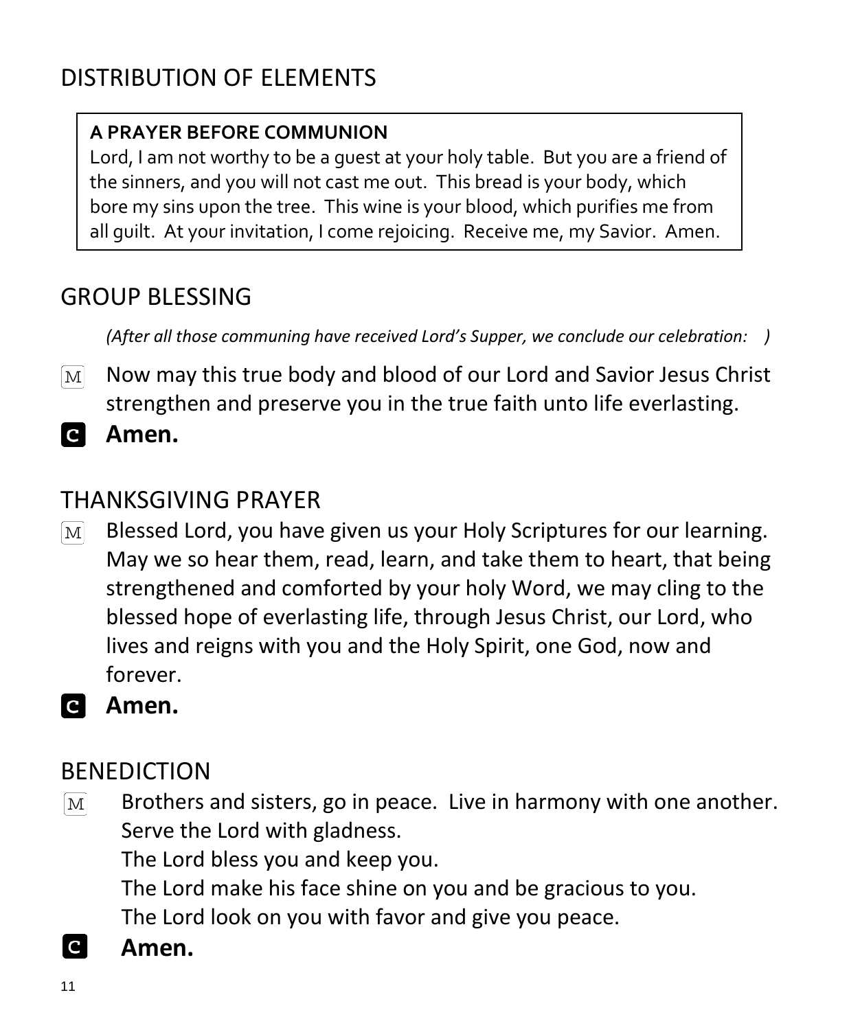## DISTRIBUTION OF ELEMENTS

> **A PRAYER BEFORE COMMUNION**
> Lord, I am not worthy to be a guest at your holy table. But you are a friend of the sinners, and you will not cast me out. This bread is your body, which bore my sins upon the tree. This wine is your blood, which purifies me from all guilt. At your invitation, I come rejoicing. Receive me, my Savior. Amen.

## GROUP BLESSING

*(After all those communing have received Lord's Supper, we conclude our celebration: )*

M Now may this true body and blood of our Lord and Savior Jesus Christ strengthen and preserve you in the true faith unto life everlasting.

**C Amen.**

## THANKSGIVING PRAYER

M Blessed Lord, you have given us your Holy Scriptures for our learning. May we so hear them, read, learn, and take them to heart, that being strengthened and comforted by your holy Word, we may cling to the blessed hope of everlasting life, through Jesus Christ, our Lord, who lives and reigns with you and the Holy Spirit, one God, now and forever.

**C Amen.**

## BENEDICTION

M Brothers and sisters, go in peace. Live in harmony with one another. Serve the Lord with gladness.
The Lord bless you and keep you.
The Lord make his face shine on you and be gracious to you.
The Lord look on you with favor and give you peace.

**C Amen.**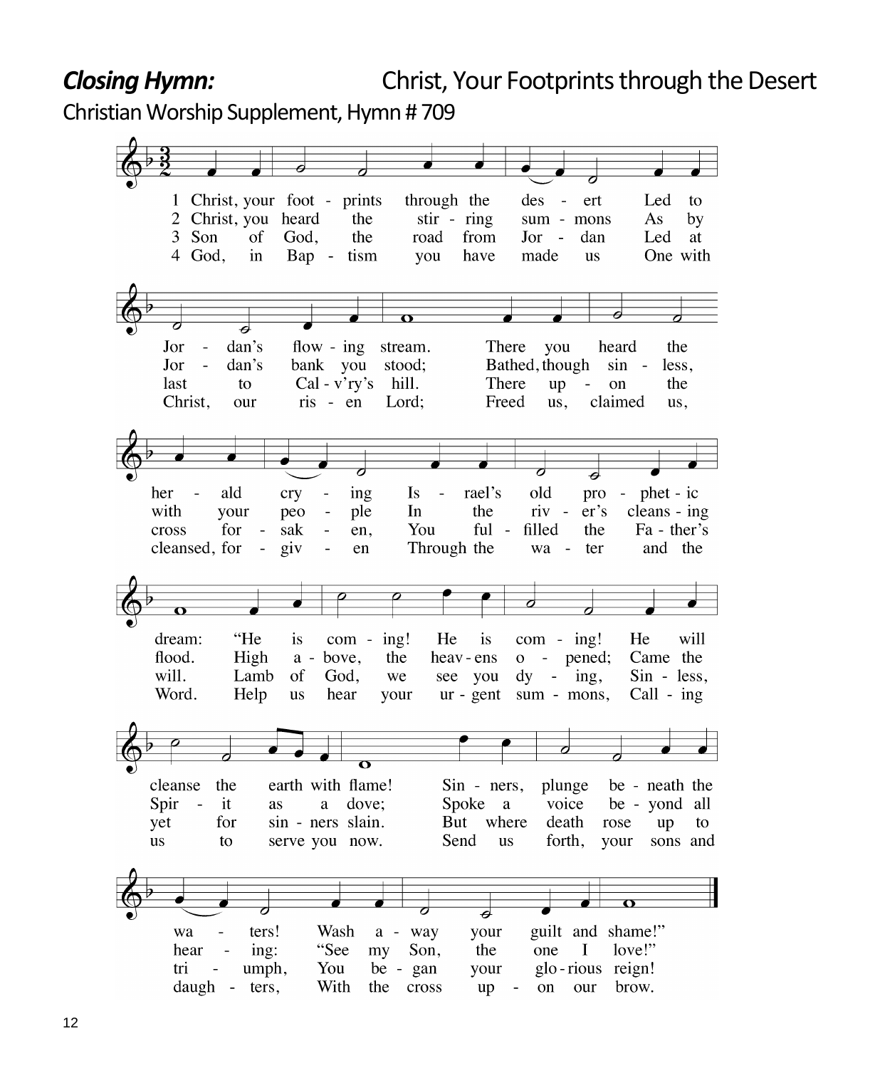***Closing Hymn:*** Christ, Your Footprints through the Desert

Christian Worship Supplement, Hymn # 709

1 Christ, your footprints through the desert
Led to Jordan's flowing stream.
There you heard the herald crying
Israel's old prophetic dream:
"He is coming! He is coming!
He will cleanse the earth with flame!
Sinners, plunge beneath the waters!
Wash away your guilt and shame!"

2 Christ, you heard the stirring summons
As by Jordan's bank you stood;
Bathed, though sinless, with your people
In the river's cleansing flood.
High above, the heavens opened;
Came the Spirit as a dove;
Spoke a voice beyond all hearing:
"See my Son, the one I love!"

3 Son of God, the road from Jordan
Led at last to Calv'ry's hill.
There upon the cross forsaken,
You fulfilled the Father's will.
Lamb of God, we see you dying,
Sinless, yet for sinners slain.
But where death rose up to triumph,
You began your glorious reign!

4 God, in Baptism you have made us
One with Christ, our risen Lord;
Freed us, claimed us, cleansed, forgiven
Through the water and the Word.
Help us hear your urgent summons,
Calling us to serve you now.
Send us forth, your sons and daughters,
With the cross upon our brow.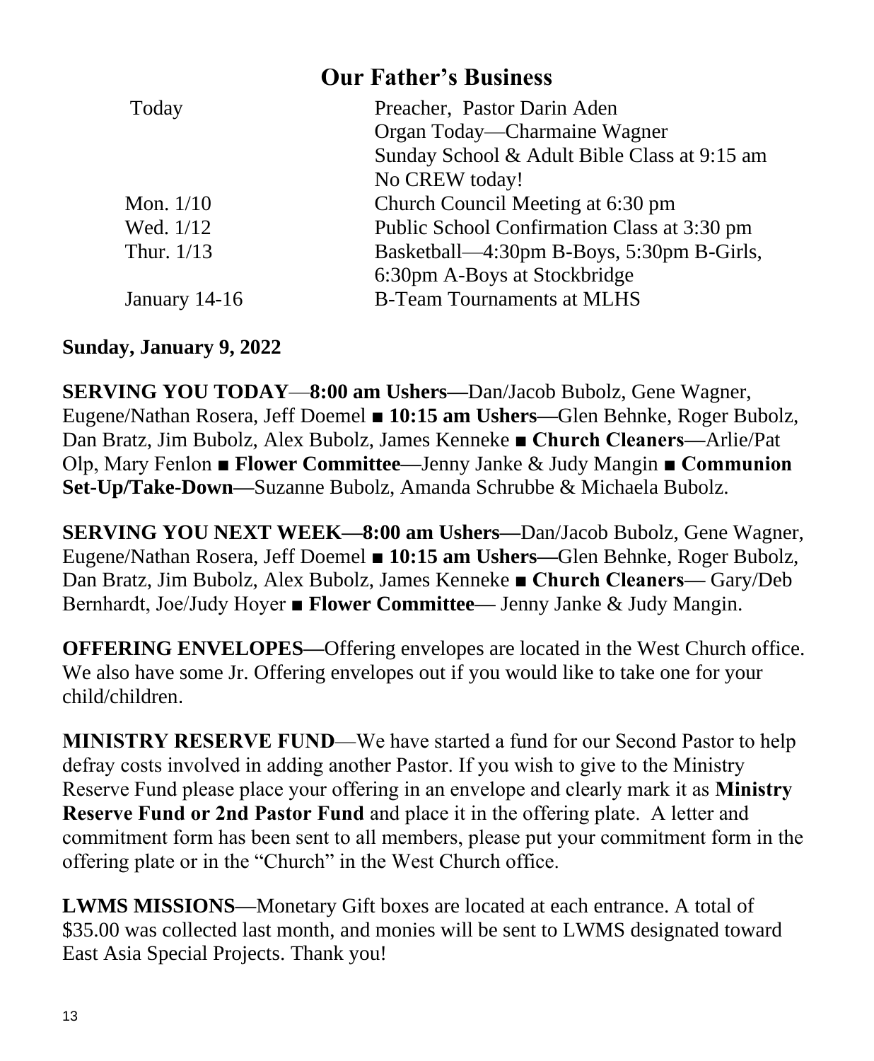## Our Father's Business

| | |
|---|---|
| Today | Preacher, Pastor Darin Aden |
| | Organ Today—Charmaine Wagner |
| | Sunday School & Adult Bible Class at 9:15 am |
| | No CREW today! |
| Mon. 1/10 | Church Council Meeting at 6:30 pm |
| Wed. 1/12 | Public School Confirmation Class at 3:30 pm |
| Thur. 1/13 | Basketball—4:30pm B-Boys, 5:30pm B-Girls, |
| | 6:30pm A-Boys at Stockbridge |
| January 14-16 | B-Team Tournaments at MLHS |

**Sunday, January 9, 2022**

**SERVING YOU TODAY**—**8:00 am Ushers—**Dan/Jacob Bubolz, Gene Wagner, Eugene/Nathan Rosera, Jeff Doemel ■ **10:15 am Ushers—**Glen Behnke, Roger Bubolz, Dan Bratz, Jim Bubolz, Alex Bubolz, James Kenneke ■ **Church Cleaners—**Arlie/Pat Olp, Mary Fenlon ■ **Flower Committee—**Jenny Janke & Judy Mangin ■ **Communion Set-Up/Take-Down—**Suzanne Bubolz, Amanda Schrubbe & Michaela Bubolz.

**SERVING YOU NEXT WEEK—8:00 am Ushers—**Dan/Jacob Bubolz, Gene Wagner, Eugene/Nathan Rosera, Jeff Doemel ■ **10:15 am Ushers—**Glen Behnke, Roger Bubolz, Dan Bratz, Jim Bubolz, Alex Bubolz, James Kenneke ■ **Church Cleaners—** Gary/Deb Bernhardt, Joe/Judy Hoyer ■ **Flower Committee—** Jenny Janke & Judy Mangin.

**OFFERING ENVELOPES—**Offering envelopes are located in the West Church office. We also have some Jr. Offering envelopes out if you would like to take one for your child/children.

**MINISTRY RESERVE FUND**—We have started a fund for our Second Pastor to help defray costs involved in adding another Pastor. If you wish to give to the Ministry Reserve Fund please place your offering in an envelope and clearly mark it as **Ministry Reserve Fund or 2nd Pastor Fund** and place it in the offering plate. A letter and commitment form has been sent to all members, please put your commitment form in the offering plate or in the "Church" in the West Church office.

**LWMS MISSIONS—**Monetary Gift boxes are located at each entrance. A total of $35.00 was collected last month, and monies will be sent to LWMS designated toward East Asia Special Projects. Thank you!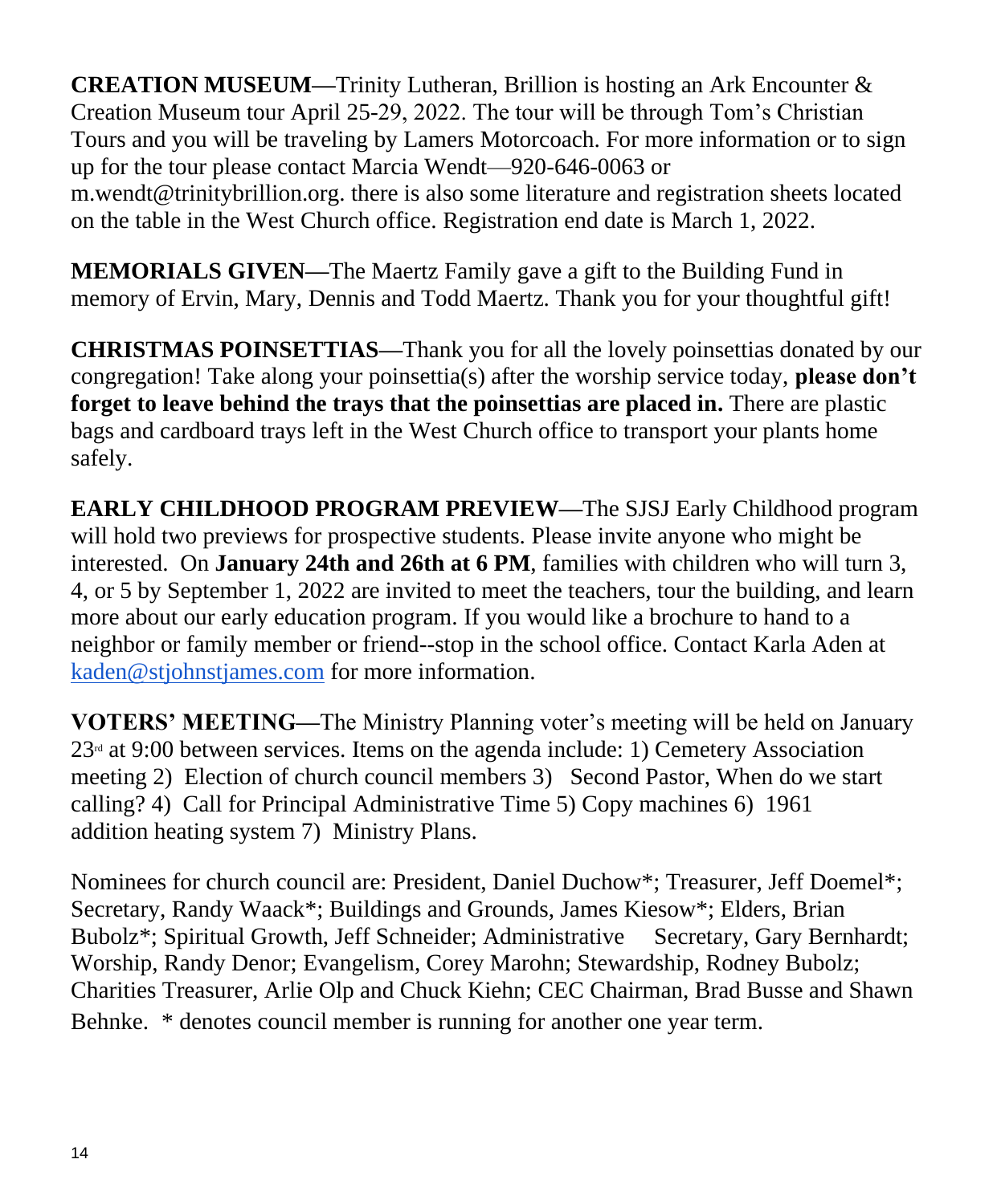**CREATION MUSEUM—**Trinity Lutheran, Brillion is hosting an Ark Encounter & Creation Museum tour April 25-29, 2022. The tour will be through Tom's Christian Tours and you will be traveling by Lamers Motorcoach. For more information or to sign up for the tour please contact Marcia Wendt—920-646-0063 or m.wendt@trinitybrillion.org. there is also some literature and registration sheets located on the table in the West Church office. Registration end date is March 1, 2022.

**MEMORIALS GIVEN—**The Maertz Family gave a gift to the Building Fund in memory of Ervin, Mary, Dennis and Todd Maertz. Thank you for your thoughtful gift!

**CHRISTMAS POINSETTIAS—**Thank you for all the lovely poinsettias donated by our congregation! Take along your poinsettia(s) after the worship service today, **please don't forget to leave behind the trays that the poinsettias are placed in.** There are plastic bags and cardboard trays left in the West Church office to transport your plants home safely.

**EARLY CHILDHOOD PROGRAM PREVIEW—**The SJSJ Early Childhood program will hold two previews for prospective students. Please invite anyone who might be interested. On **January 24th and 26th at 6 PM**, families with children who will turn 3, 4, or 5 by September 1, 2022 are invited to meet the teachers, tour the building, and learn more about our early education program. If you would like a brochure to hand to a neighbor or family member or friend--stop in the school office. Contact Karla Aden at kaden@stjohnstjames.com for more information.

**VOTERS' MEETING—**The Ministry Planning voter's meeting will be held on January 23rd at 9:00 between services. Items on the agenda include: 1) Cemetery Association meeting 2) Election of church council members 3) Second Pastor, When do we start calling? 4) Call for Principal Administrative Time 5) Copy machines 6) 1961 addition heating system 7) Ministry Plans.

Nominees for church council are: President, Daniel Duchow*; Treasurer, Jeff Doemel*; Secretary, Randy Waack*; Buildings and Grounds, James Kiesow*; Elders, Brian Bubolz*; Spiritual Growth, Jeff Schneider; Administrative Secretary, Gary Bernhardt; Worship, Randy Denor; Evangelism, Corey Marohn; Stewardship, Rodney Bubolz; Charities Treasurer, Arlie Olp and Chuck Kiehn; CEC Chairman, Brad Busse and Shawn Behnke. * denotes council member is running for another one year term.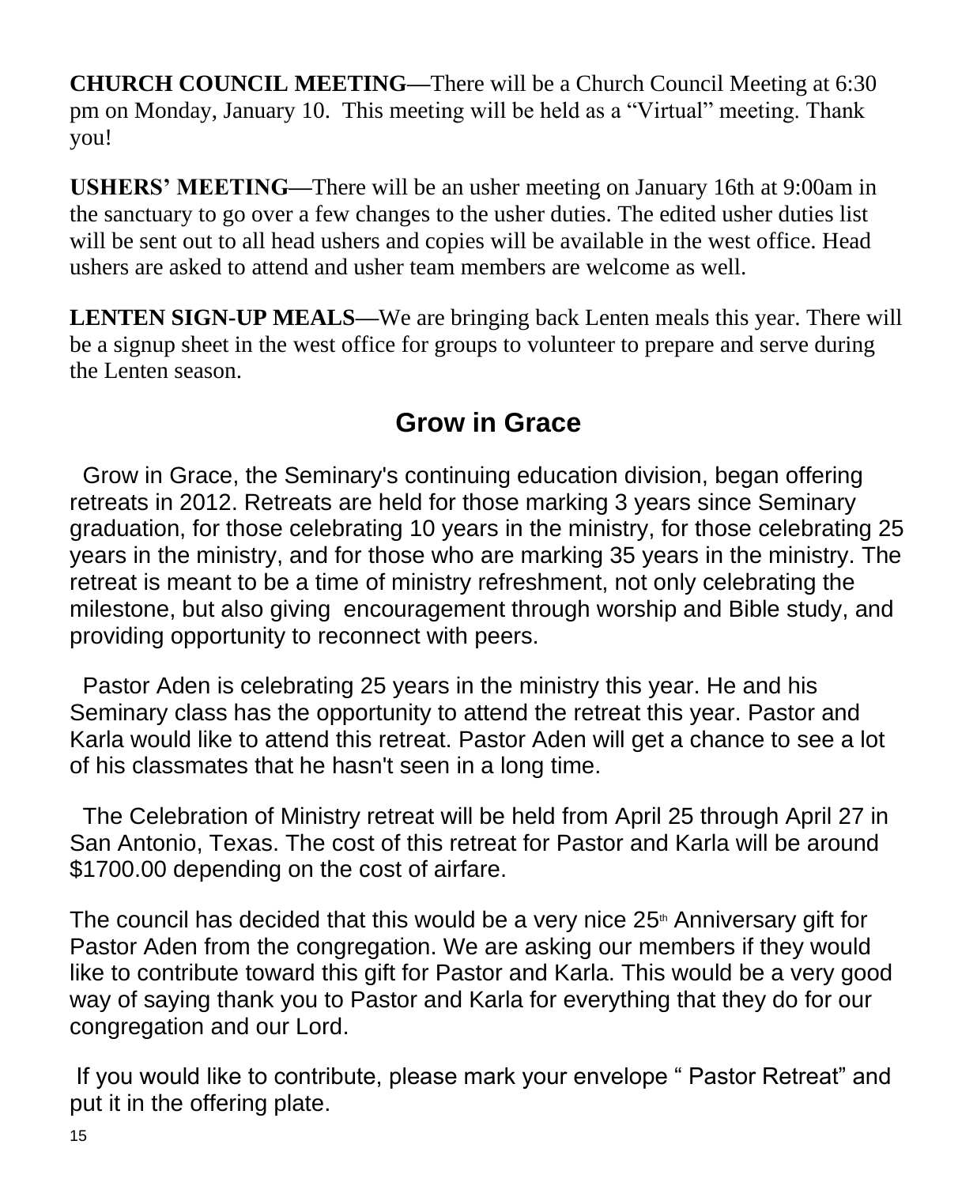**CHURCH COUNCIL MEETING—**There will be a Church Council Meeting at 6:30 pm on Monday, January 10. This meeting will be held as a "Virtual" meeting. Thank you!

**USHERS' MEETING—**There will be an usher meeting on January 16th at 9:00am in the sanctuary to go over a few changes to the usher duties. The edited usher duties list will be sent out to all head ushers and copies will be available in the west office. Head ushers are asked to attend and usher team members are welcome as well.

**LENTEN SIGN-UP MEALS—**We are bringing back Lenten meals this year. There will be a signup sheet in the west office for groups to volunteer to prepare and serve during the Lenten season.

## Grow in Grace

Grow in Grace, the Seminary's continuing education division, began offering retreats in 2012. Retreats are held for those marking 3 years since Seminary graduation, for those celebrating 10 years in the ministry, for those celebrating 25 years in the ministry, and for those who are marking 35 years in the ministry. The retreat is meant to be a time of ministry refreshment, not only celebrating the milestone, but also giving encouragement through worship and Bible study, and providing opportunity to reconnect with peers.

Pastor Aden is celebrating 25 years in the ministry this year. He and his Seminary class has the opportunity to attend the retreat this year. Pastor and Karla would like to attend this retreat. Pastor Aden will get a chance to see a lot of his classmates that he hasn't seen in a long time.

The Celebration of Ministry retreat will be held from April 25 through April 27 in San Antonio, Texas. The cost of this retreat for Pastor and Karla will be around $1700.00 depending on the cost of airfare.

The council has decided that this would be a very nice 25th Anniversary gift for Pastor Aden from the congregation. We are asking our members if they would like to contribute toward this gift for Pastor and Karla. This would be a very good way of saying thank you to Pastor and Karla for everything that they do for our congregation and our Lord.

If you would like to contribute, please mark your envelope " Pastor Retreat" and put it in the offering plate.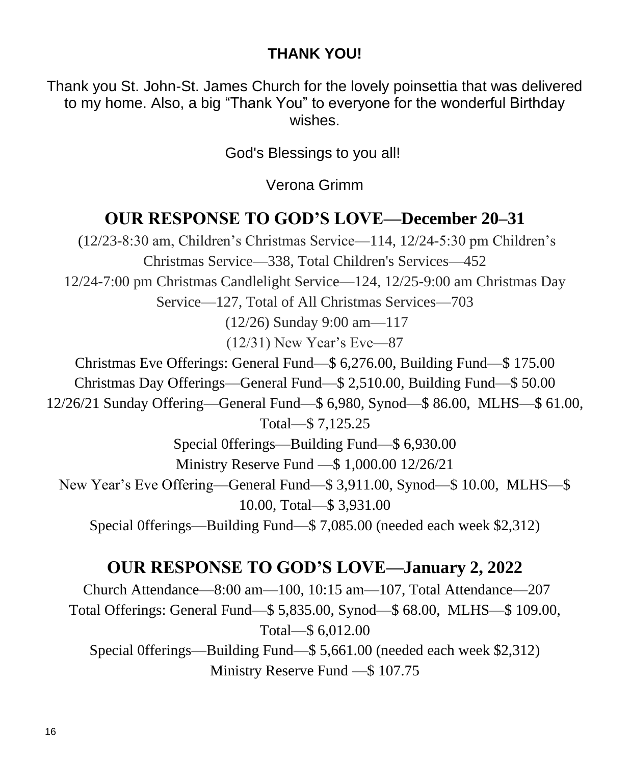**THANK YOU!**

Thank you St. John-St. James Church for the lovely poinsettia that was delivered to my home. Also, a big "Thank You" to everyone for the wonderful Birthday wishes.

God's Blessings to you all!

Verona Grimm

## OUR RESPONSE TO GOD'S LOVE—December 20–31

(12/23-8:30 am, Children's Christmas Service—114, 12/24-5:30 pm Children's Christmas Service—338, Total Children's Services—452

12/24-7:00 pm Christmas Candlelight Service—124, 12/25-9:00 am Christmas Day Service—127, Total of All Christmas Services—703

(12/26) Sunday 9:00 am—117

(12/31) New Year's Eve—87

Christmas Eve Offerings: General Fund—$ 6,276.00, Building Fund—$ 175.00

Christmas Day Offerings—General Fund—$ 2,510.00, Building Fund—$ 50.00

12/26/21 Sunday Offering—General Fund—$ 6,980, Synod—$ 86.00, MLHS—$ 61.00, Total—$ 7,125.25

Special 0fferings—Building Fund—$ 6,930.00

Ministry Reserve Fund —$ 1,000.00 12/26/21

New Year's Eve Offering—General Fund—$ 3,911.00, Synod—$ 10.00, MLHS—$ 10.00, Total—$ 3,931.00

Special 0fferings—Building Fund—$ 7,085.00 (needed each week $2,312)

## OUR RESPONSE TO GOD'S LOVE—January 2, 2022

Church Attendance—8:00 am—100, 10:15 am—107, Total Attendance—207

Total Offerings: General Fund—$ 5,835.00, Synod—$ 68.00, MLHS—$ 109.00, Total—$ 6,012.00

Special 0fferings—Building Fund—$ 5,661.00 (needed each week $2,312)

Ministry Reserve Fund —$ 107.75